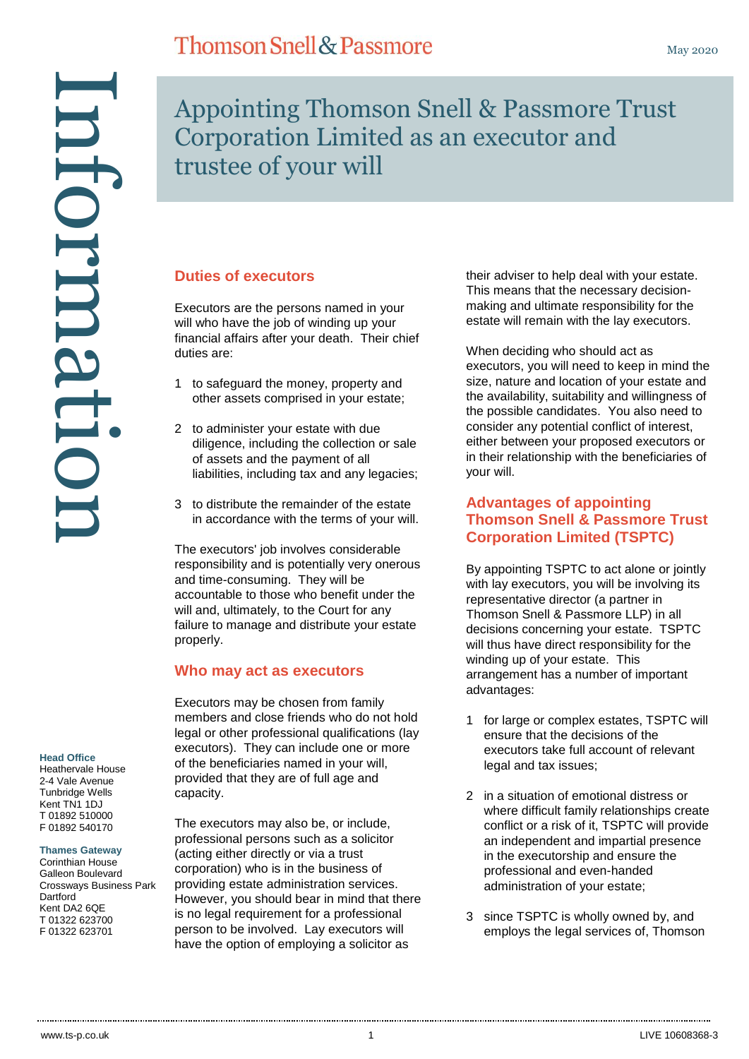# Appointing Thomson Snell & Passmore Trust Corporation Limited as an executor and trustee of your will

## Duties of executors

Executors are the persons named in your will who have the job of winding up your financial affairs after your death. Their chief duties are:

1. to safeguard the money, property and other assets comprised in your estate;
2. to administer your estate with due diligence, including the collection or sale of assets and the payment of all liabilities, including tax and any legacies;
3. to distribute the remainder of the estate in accordance with the terms of your will.

The executors' job involves considerable responsibility and is potentially very onerous and time-consuming. They will be accountable to those who benefit under the will and, ultimately, to the Court for any failure to manage and distribute your estate properly.

## Who may act as executors

Executors may be chosen from family members and close friends who do not hold legal or other professional qualifications (lay executors). They can include one or more of the beneficiaries named in your will, provided that they are of full age and capacity.

The executors may also be, or include, professional persons such as a solicitor (acting either directly or via a trust corporation) who is in the business of providing estate administration services. However, you should bear in mind that there is no legal requirement for a professional person to be involved. Lay executors will have the option of employing a solicitor as their adviser to help deal with your estate. This means that the necessary decision-making and ultimate responsibility for the estate will remain with the lay executors.

When deciding who should act as executors, you will need to keep in mind the size, nature and location of your estate and the availability, suitability and willingness of the possible candidates. You also need to consider any potential conflict of interest, either between your proposed executors or in their relationship with the beneficiaries of your will.

## Advantages of appointing Thomson Snell & Passmore Trust Corporation Limited (TSPTC)

By appointing TSPTC to act alone or jointly with lay executors, you will be involving its representative director (a partner in Thomson Snell & Passmore LLP) in all decisions concerning your estate. TSPTC will thus have direct responsibility for the winding up of your estate. This arrangement has a number of important advantages:

1. for large or complex estates, TSPTC will ensure that the decisions of the executors take full account of relevant legal and tax issues;
2. in a situation of emotional distress or where difficult family relationships create conflict or a risk of it, TSPTC will provide an independent and impartial presence in the executorship and ensure the professional and even-handed administration of your estate;
3. since TSPTC is wholly owned by, and employs the legal services of, Thomson

**Head Office**
Heathervale House
2-4 Vale Avenue
Tunbridge Wells
Kent TN1 1DJ
T 01892 510000
F 01892 540170

**Thames Gateway**
Corinthian House
Galleon Boulevard
Crossways Business Park
Dartford
Kent DA2 6QE
T 01322 623700
F 01322 623701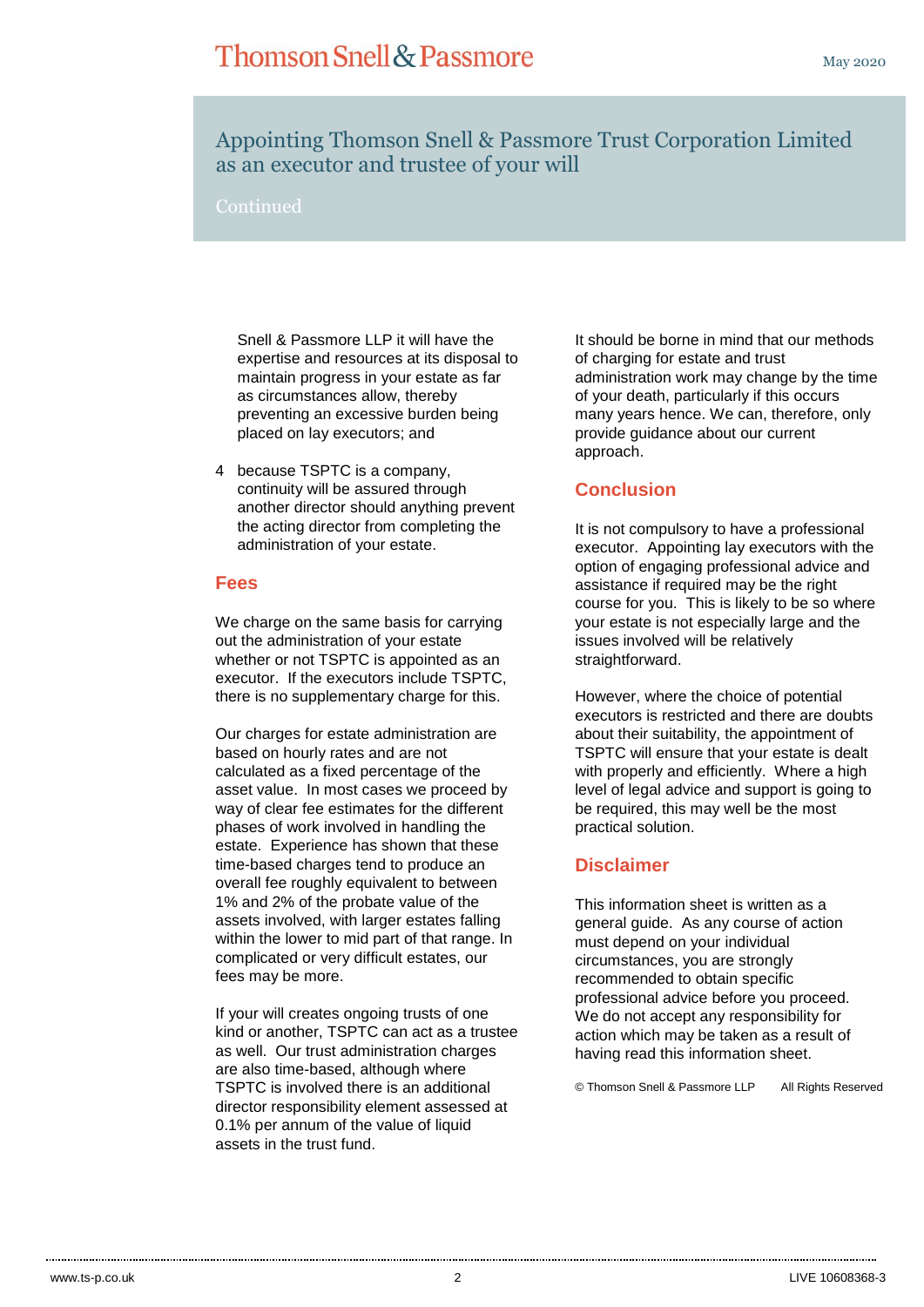Snell & Passmore LLP it will have the expertise and resources at its disposal to maintain progress in your estate as far as circumstances allow, thereby preventing an excessive burden being placed on lay executors; and

4 because TSPTC is a company, continuity will be assured through another director should anything prevent the acting director from completing the administration of your estate.

## Fees

We charge on the same basis for carrying out the administration of your estate whether or not TSPTC is appointed as an executor. If the executors include TSPTC, there is no supplementary charge for this.

Our charges for estate administration are based on hourly rates and are not calculated as a fixed percentage of the asset value. In most cases we proceed by way of clear fee estimates for the different phases of work involved in handling the estate. Experience has shown that these time-based charges tend to produce an overall fee roughly equivalent to between 1% and 2% of the probate value of the assets involved, with larger estates falling within the lower to mid part of that range. In complicated or very difficult estates, our fees may be more.

If your will creates ongoing trusts of one kind or another, TSPTC can act as a trustee as well. Our trust administration charges are also time-based, although where TSPTC is involved there is an additional director responsibility element assessed at 0.1% per annum of the value of liquid assets in the trust fund.

It should be borne in mind that our methods of charging for estate and trust administration work may change by the time of your death, particularly if this occurs many years hence. We can, therefore, only provide guidance about our current approach.

## Conclusion

It is not compulsory to have a professional executor. Appointing lay executors with the option of engaging professional advice and assistance if required may be the right course for you. This is likely to be so where your estate is not especially large and the issues involved will be relatively straightforward.

However, where the choice of potential executors is restricted and there are doubts about their suitability, the appointment of TSPTC will ensure that your estate is dealt with properly and efficiently. Where a high level of legal advice and support is going to be required, this may well be the most practical solution.

## Disclaimer

This information sheet is written as a general guide. As any course of action must depend on your individual circumstances, you are strongly recommended to obtain specific professional advice before you proceed. We do not accept any responsibility for action which may be taken as a result of having read this information sheet.

© Thomson Snell & Passmore LLP All Rights Reserved